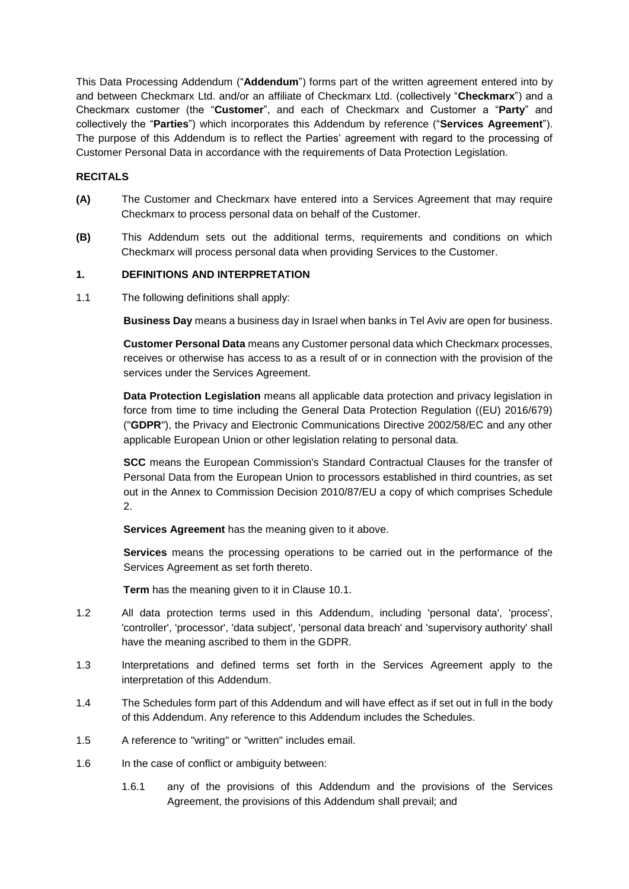This Data Processing Addendum ("**Addendum**") forms part of the written agreement entered into by and between Checkmarx Ltd. and/or an affiliate of Checkmarx Ltd. (collectively "**Checkmarx**") and a Checkmarx customer (the "**Customer**", and each of Checkmarx and Customer a "**Party**" and collectively the "**Parties**") which incorporates this Addendum by reference ("**Services Agreement**"). The purpose of this Addendum is to reflect the Parties' agreement with regard to the processing of Customer Personal Data in accordance with the requirements of Data Protection Legislation.

**RECITALS**

**(A)** The Customer and Checkmarx have entered into a Services Agreement that may require Checkmarx to process personal data on behalf of the Customer.

**(B)** This Addendum sets out the additional terms, requirements and conditions on which Checkmarx will process personal data when providing Services to the Customer.

**1. DEFINITIONS AND INTERPRETATION**

1.1 The following definitions shall apply:

**Business Day** means a business day in Israel when banks in Tel Aviv are open for business.

**Customer Personal Data** means any Customer personal data which Checkmarx processes, receives or otherwise has access to as a result of or in connection with the provision of the services under the Services Agreement.

**Data Protection Legislation** means all applicable data protection and privacy legislation in force from time to time including the General Data Protection Regulation ((EU) 2016/679) ("**GDPR**"), the Privacy and Electronic Communications Directive 2002/58/EC and any other applicable European Union or other legislation relating to personal data.

**SCC** means the European Commission's Standard Contractual Clauses for the transfer of Personal Data from the European Union to processors established in third countries, as set out in the Annex to Commission Decision 2010/87/EU a copy of which comprises Schedule 2.

**Services Agreement** has the meaning given to it above.

**Services** means the processing operations to be carried out in the performance of the Services Agreement as set forth thereto.

**Term** has the meaning given to it in Clause 10.1.

1.2 All data protection terms used in this Addendum, including 'personal data', 'process', 'controller', 'processor', 'data subject', 'personal data breach' and 'supervisory authority' shall have the meaning ascribed to them in the GDPR.

1.3 Interpretations and defined terms set forth in the Services Agreement apply to the interpretation of this Addendum.

1.4 The Schedules form part of this Addendum and will have effect as if set out in full in the body of this Addendum. Any reference to this Addendum includes the Schedules.

1.5 A reference to "writing" or "written" includes email.

1.6 In the case of conflict or ambiguity between:

1.6.1 any of the provisions of this Addendum and the provisions of the Services Agreement, the provisions of this Addendum shall prevail; and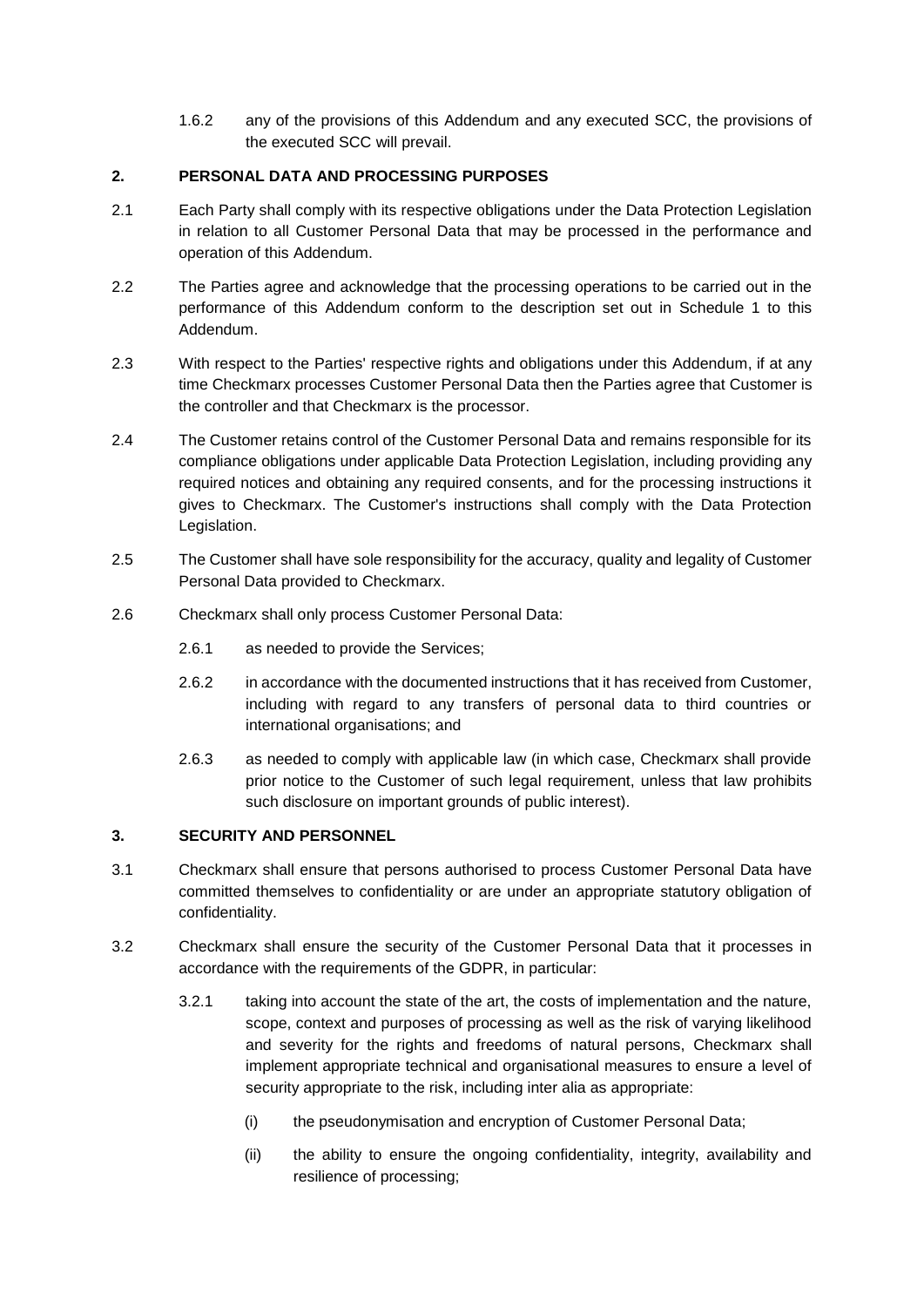1.6.2 any of the provisions of this Addendum and any executed SCC, the provisions of the executed SCC will prevail.

## 2. PERSONAL DATA AND PROCESSING PURPOSES

2.1 Each Party shall comply with its respective obligations under the Data Protection Legislation in relation to all Customer Personal Data that may be processed in the performance and operation of this Addendum.

2.2 The Parties agree and acknowledge that the processing operations to be carried out in the performance of this Addendum conform to the description set out in Schedule 1 to this Addendum.

2.3 With respect to the Parties' respective rights and obligations under this Addendum, if at any time Checkmarx processes Customer Personal Data then the Parties agree that Customer is the controller and that Checkmarx is the processor.

2.4 The Customer retains control of the Customer Personal Data and remains responsible for its compliance obligations under applicable Data Protection Legislation, including providing any required notices and obtaining any required consents, and for the processing instructions it gives to Checkmarx. The Customer's instructions shall comply with the Data Protection Legislation.

2.5 The Customer shall have sole responsibility for the accuracy, quality and legality of Customer Personal Data provided to Checkmarx.

2.6 Checkmarx shall only process Customer Personal Data:

2.6.1 as needed to provide the Services;

2.6.2 in accordance with the documented instructions that it has received from Customer, including with regard to any transfers of personal data to third countries or international organisations; and

2.6.3 as needed to comply with applicable law (in which case, Checkmarx shall provide prior notice to the Customer of such legal requirement, unless that law prohibits such disclosure on important grounds of public interest).

## 3. SECURITY AND PERSONNEL

3.1 Checkmarx shall ensure that persons authorised to process Customer Personal Data have committed themselves to confidentiality or are under an appropriate statutory obligation of confidentiality.

3.2 Checkmarx shall ensure the security of the Customer Personal Data that it processes in accordance with the requirements of the GDPR, in particular:

3.2.1 taking into account the state of the art, the costs of implementation and the nature, scope, context and purposes of processing as well as the risk of varying likelihood and severity for the rights and freedoms of natural persons, Checkmarx shall implement appropriate technical and organisational measures to ensure a level of security appropriate to the risk, including inter alia as appropriate:

(i) the pseudonymisation and encryption of Customer Personal Data;

(ii) the ability to ensure the ongoing confidentiality, integrity, availability and resilience of processing;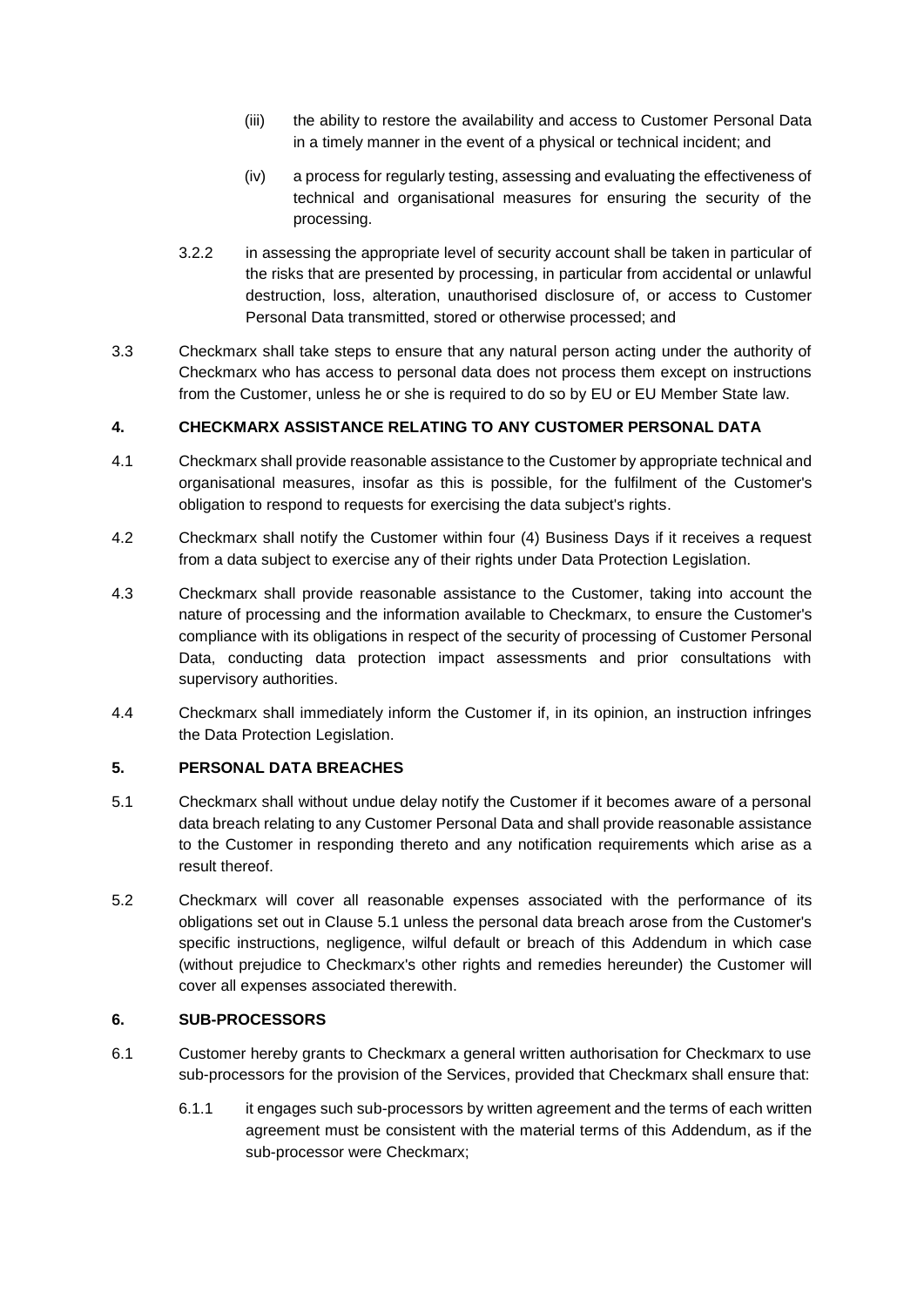(iii) the ability to restore the availability and access to Customer Personal Data in a timely manner in the event of a physical or technical incident; and

(iv) a process for regularly testing, assessing and evaluating the effectiveness of technical and organisational measures for ensuring the security of the processing.

3.2.2 in assessing the appropriate level of security account shall be taken in particular of the risks that are presented by processing, in particular from accidental or unlawful destruction, loss, alteration, unauthorised disclosure of, or access to Customer Personal Data transmitted, stored or otherwise processed; and

3.3 Checkmarx shall take steps to ensure that any natural person acting under the authority of Checkmarx who has access to personal data does not process them except on instructions from the Customer, unless he or she is required to do so by EU or EU Member State law.

## 4. CHECKMARX ASSISTANCE RELATING TO ANY CUSTOMER PERSONAL DATA

4.1 Checkmarx shall provide reasonable assistance to the Customer by appropriate technical and organisational measures, insofar as this is possible, for the fulfilment of the Customer's obligation to respond to requests for exercising the data subject's rights.

4.2 Checkmarx shall notify the Customer within four (4) Business Days if it receives a request from a data subject to exercise any of their rights under Data Protection Legislation.

4.3 Checkmarx shall provide reasonable assistance to the Customer, taking into account the nature of processing and the information available to Checkmarx, to ensure the Customer's compliance with its obligations in respect of the security of processing of Customer Personal Data, conducting data protection impact assessments and prior consultations with supervisory authorities.

4.4 Checkmarx shall immediately inform the Customer if, in its opinion, an instruction infringes the Data Protection Legislation.

## 5. PERSONAL DATA BREACHES

5.1 Checkmarx shall without undue delay notify the Customer if it becomes aware of a personal data breach relating to any Customer Personal Data and shall provide reasonable assistance to the Customer in responding thereto and any notification requirements which arise as a result thereof.

5.2 Checkmarx will cover all reasonable expenses associated with the performance of its obligations set out in Clause 5.1 unless the personal data breach arose from the Customer's specific instructions, negligence, wilful default or breach of this Addendum in which case (without prejudice to Checkmarx's other rights and remedies hereunder) the Customer will cover all expenses associated therewith.

## 6. SUB-PROCESSORS

6.1 Customer hereby grants to Checkmarx a general written authorisation for Checkmarx to use sub-processors for the provision of the Services, provided that Checkmarx shall ensure that:

6.1.1 it engages such sub-processors by written agreement and the terms of each written agreement must be consistent with the material terms of this Addendum, as if the sub-processor were Checkmarx;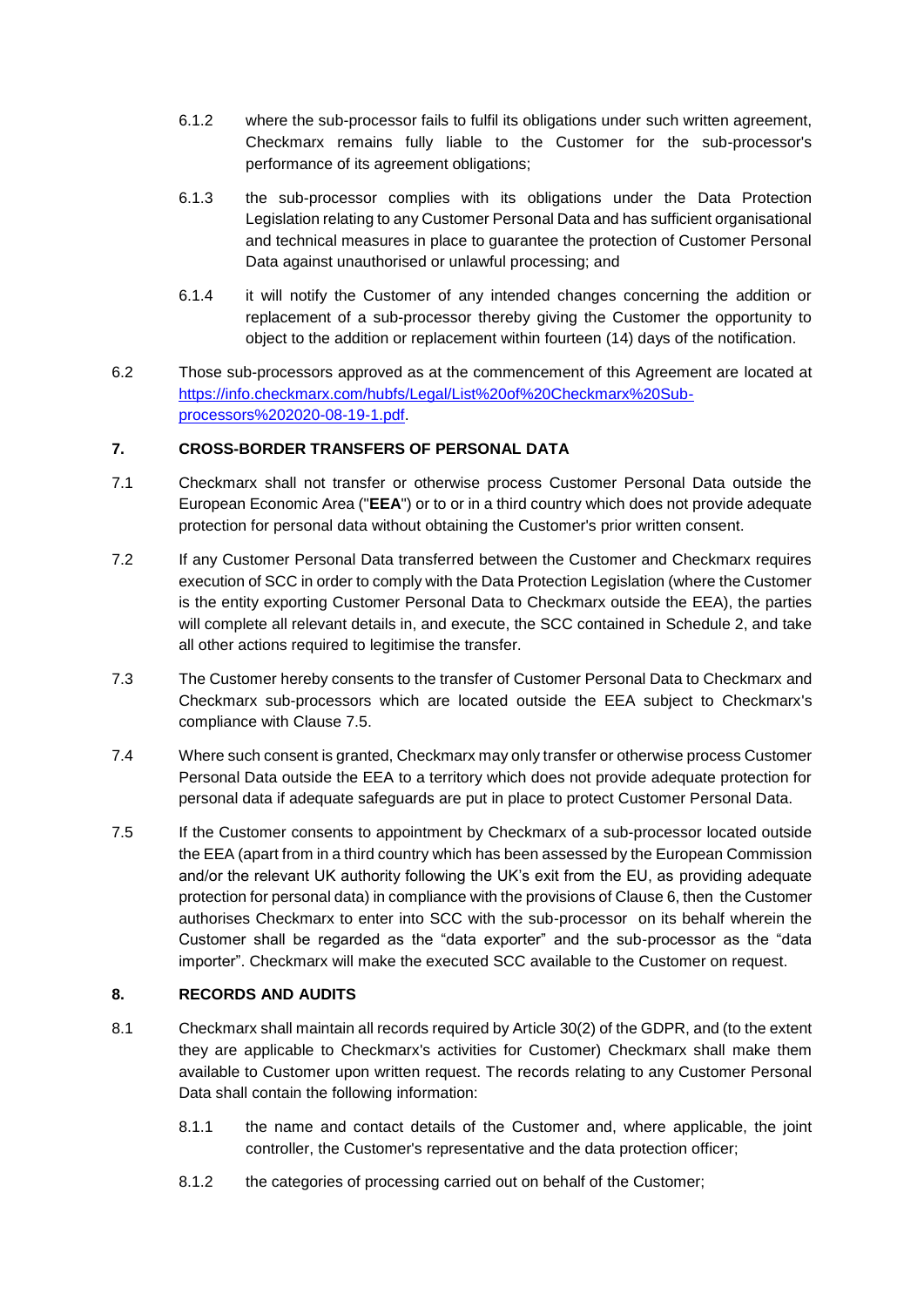6.1.2 where the sub-processor fails to fulfil its obligations under such written agreement, Checkmarx remains fully liable to the Customer for the sub-processor's performance of its agreement obligations;

6.1.3 the sub-processor complies with its obligations under the Data Protection Legislation relating to any Customer Personal Data and has sufficient organisational and technical measures in place to guarantee the protection of Customer Personal Data against unauthorised or unlawful processing; and

6.1.4 it will notify the Customer of any intended changes concerning the addition or replacement of a sub-processor thereby giving the Customer the opportunity to object to the addition or replacement within fourteen (14) days of the notification.

6.2 Those sub-processors approved as at the commencement of this Agreement are located at [https://info.checkmarx.com/hubfs/Legal/List%20of%20Checkmarx%20Sub-processors%202020-08-19-1.pdf](https://info.checkmarx.com/hubfs/Legal/List%20of%20Checkmarx%20Sub-processors%202020-08-19-1.pdf).

## 7. CROSS-BORDER TRANSFERS OF PERSONAL DATA

7.1 Checkmarx shall not transfer or otherwise process Customer Personal Data outside the European Economic Area ("**EEA**") or to or in a third country which does not provide adequate protection for personal data without obtaining the Customer's prior written consent.

7.2 If any Customer Personal Data transferred between the Customer and Checkmarx requires execution of SCC in order to comply with the Data Protection Legislation (where the Customer is the entity exporting Customer Personal Data to Checkmarx outside the EEA), the parties will complete all relevant details in, and execute, the SCC contained in Schedule 2, and take all other actions required to legitimise the transfer.

7.3 The Customer hereby consents to the transfer of Customer Personal Data to Checkmarx and Checkmarx sub-processors which are located outside the EEA subject to Checkmarx's compliance with Clause 7.5.

7.4 Where such consent is granted, Checkmarx may only transfer or otherwise process Customer Personal Data outside the EEA to a territory which does not provide adequate protection for personal data if adequate safeguards are put in place to protect Customer Personal Data.

7.5 If the Customer consents to appointment by Checkmarx of a sub-processor located outside the EEA (apart from in a third country which has been assessed by the European Commission and/or the relevant UK authority following the UK's exit from the EU, as providing adequate protection for personal data) in compliance with the provisions of Clause 6, then the Customer authorises Checkmarx to enter into SCC with the sub-processor on its behalf wherein the Customer shall be regarded as the "data exporter" and the sub-processor as the "data importer". Checkmarx will make the executed SCC available to the Customer on request.

## 8. RECORDS AND AUDITS

8.1 Checkmarx shall maintain all records required by Article 30(2) of the GDPR, and (to the extent they are applicable to Checkmarx's activities for Customer) Checkmarx shall make them available to Customer upon written request. The records relating to any Customer Personal Data shall contain the following information:

8.1.1 the name and contact details of the Customer and, where applicable, the joint controller, the Customer's representative and the data protection officer;

8.1.2 the categories of processing carried out on behalf of the Customer;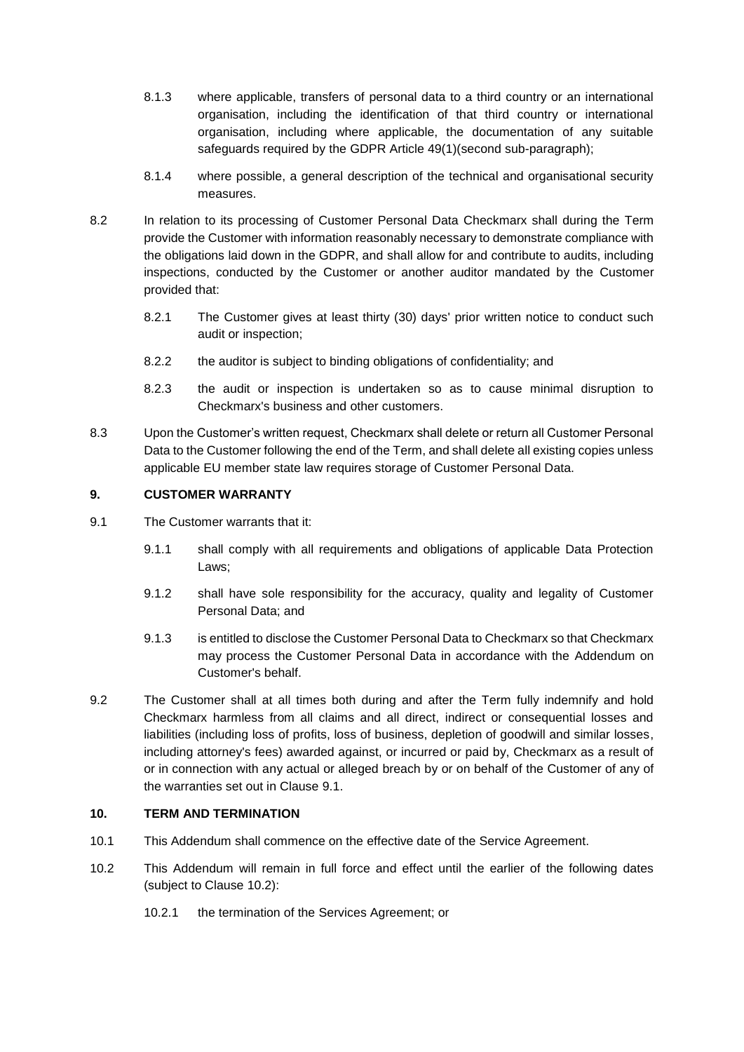8.1.3 where applicable, transfers of personal data to a third country or an international organisation, including the identification of that third country or international organisation, including where applicable, the documentation of any suitable safeguards required by the GDPR Article 49(1)(second sub-paragraph);

8.1.4 where possible, a general description of the technical and organisational security measures.

8.2 In relation to its processing of Customer Personal Data Checkmarx shall during the Term provide the Customer with information reasonably necessary to demonstrate compliance with the obligations laid down in the GDPR, and shall allow for and contribute to audits, including inspections, conducted by the Customer or another auditor mandated by the Customer provided that:

8.2.1 The Customer gives at least thirty (30) days' prior written notice to conduct such audit or inspection;

8.2.2 the auditor is subject to binding obligations of confidentiality; and

8.2.3 the audit or inspection is undertaken so as to cause minimal disruption to Checkmarx's business and other customers.

8.3 Upon the Customer's written request, Checkmarx shall delete or return all Customer Personal Data to the Customer following the end of the Term, and shall delete all existing copies unless applicable EU member state law requires storage of Customer Personal Data.

**9. CUSTOMER WARRANTY**

9.1 The Customer warrants that it:

9.1.1 shall comply with all requirements and obligations of applicable Data Protection Laws;

9.1.2 shall have sole responsibility for the accuracy, quality and legality of Customer Personal Data; and

9.1.3 is entitled to disclose the Customer Personal Data to Checkmarx so that Checkmarx may process the Customer Personal Data in accordance with the Addendum on Customer's behalf.

9.2 The Customer shall at all times both during and after the Term fully indemnify and hold Checkmarx harmless from all claims and all direct, indirect or consequential losses and liabilities (including loss of profits, loss of business, depletion of goodwill and similar losses, including attorney's fees) awarded against, or incurred or paid by, Checkmarx as a result of or in connection with any actual or alleged breach by or on behalf of the Customer of any of the warranties set out in Clause 9.1.

**10. TERM AND TERMINATION**

10.1 This Addendum shall commence on the effective date of the Service Agreement.

10.2 This Addendum will remain in full force and effect until the earlier of the following dates (subject to Clause 10.2):

10.2.1 the termination of the Services Agreement; or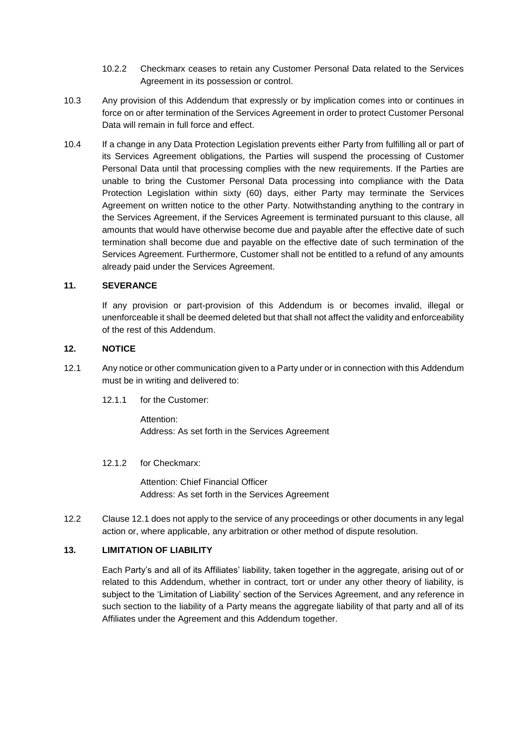10.2.2 Checkmarx ceases to retain any Customer Personal Data related to the Services Agreement in its possession or control.

10.3 Any provision of this Addendum that expressly or by implication comes into or continues in force on or after termination of the Services Agreement in order to protect Customer Personal Data will remain in full force and effect.

10.4 If a change in any Data Protection Legislation prevents either Party from fulfilling all or part of its Services Agreement obligations, the Parties will suspend the processing of Customer Personal Data until that processing complies with the new requirements. If the Parties are unable to bring the Customer Personal Data processing into compliance with the Data Protection Legislation within sixty (60) days, either Party may terminate the Services Agreement on written notice to the other Party. Notwithstanding anything to the contrary in the Services Agreement, if the Services Agreement is terminated pursuant to this clause, all amounts that would have otherwise become due and payable after the effective date of such termination shall become due and payable on the effective date of such termination of the Services Agreement. Furthermore, Customer shall not be entitled to a refund of any amounts already paid under the Services Agreement.

## 11. SEVERANCE

If any provision or part-provision of this Addendum is or becomes invalid, illegal or unenforceable it shall be deemed deleted but that shall not affect the validity and enforceability of the rest of this Addendum.

## 12. NOTICE

12.1 Any notice or other communication given to a Party under or in connection with this Addendum must be in writing and delivered to:

12.1.1 for the Customer:

Attention:
Address: As set forth in the Services Agreement

12.1.2 for Checkmarx:

Attention: Chief Financial Officer
Address: As set forth in the Services Agreement

12.2 Clause 12.1 does not apply to the service of any proceedings or other documents in any legal action or, where applicable, any arbitration or other method of dispute resolution.

## 13. LIMITATION OF LIABILITY

Each Party's and all of its Affiliates' liability, taken together in the aggregate, arising out of or related to this Addendum, whether in contract, tort or under any other theory of liability, is subject to the 'Limitation of Liability' section of the Services Agreement, and any reference in such section to the liability of a Party means the aggregate liability of that party and all of its Affiliates under the Agreement and this Addendum together.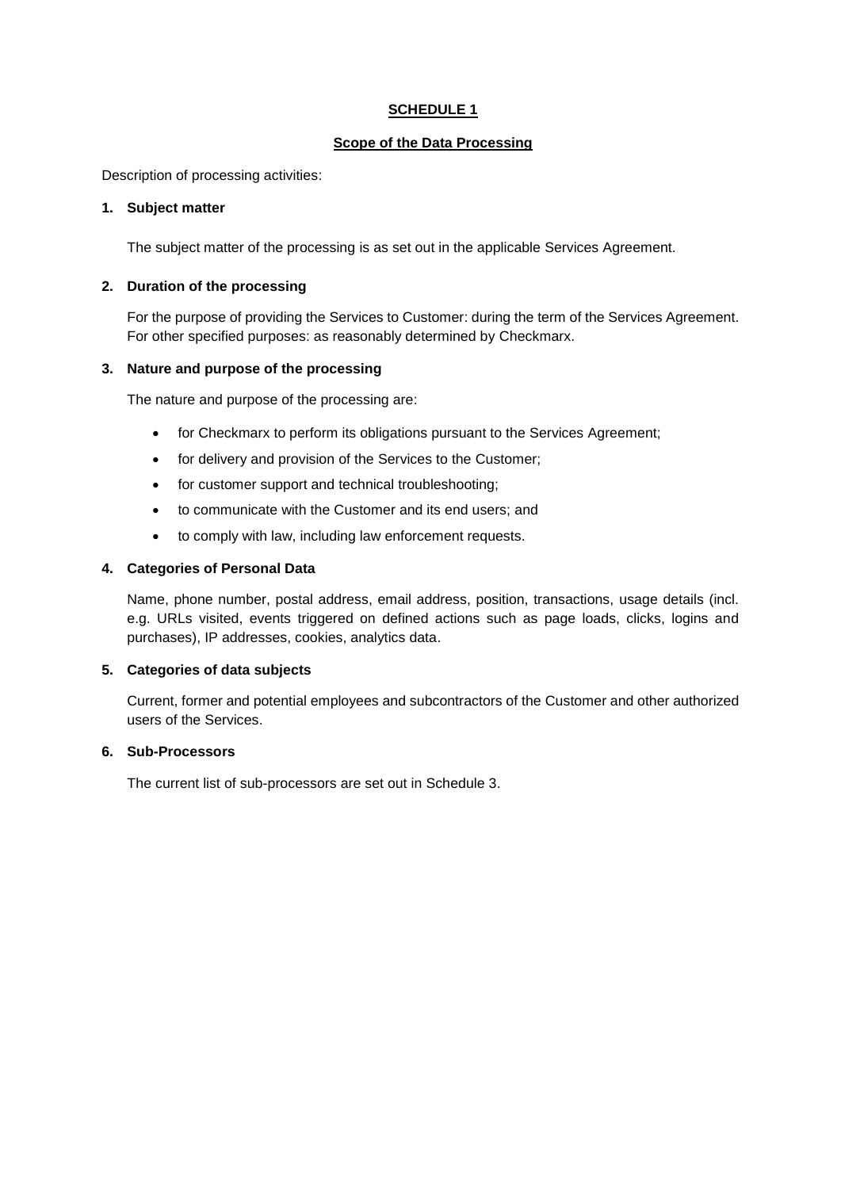# SCHEDULE 1

## Scope of the Data Processing

Description of processing activities:

### 1. Subject matter

The subject matter of the processing is as set out in the applicable Services Agreement.

### 2. Duration of the processing

For the purpose of providing the Services to Customer: during the term of the Services Agreement. For other specified purposes: as reasonably determined by Checkmarx.

### 3. Nature and purpose of the processing

The nature and purpose of the processing are:

- for Checkmarx to perform its obligations pursuant to the Services Agreement;
- for delivery and provision of the Services to the Customer;
- for customer support and technical troubleshooting;
- to communicate with the Customer and its end users; and
- to comply with law, including law enforcement requests.

### 4. Categories of Personal Data

Name, phone number, postal address, email address, position, transactions, usage details (incl. e.g. URLs visited, events triggered on defined actions such as page loads, clicks, logins and purchases), IP addresses, cookies, analytics data.

### 5. Categories of data subjects

Current, former and potential employees and subcontractors of the Customer and other authorized users of the Services.

### 6. Sub-Processors

The current list of sub-processors are set out in Schedule 3.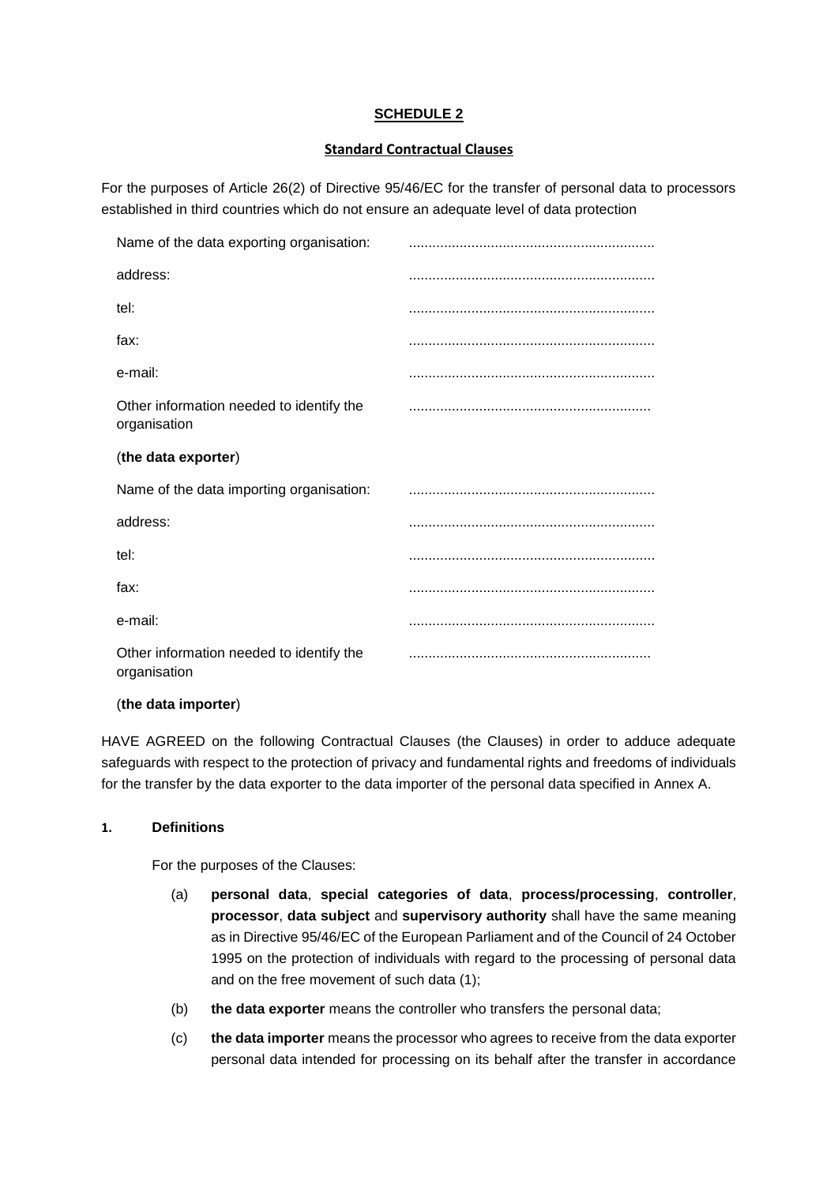**SCHEDULE 2**

**Standard Contractual Clauses**

For the purposes of Article 26(2) of Directive 95/46/EC for the transfer of personal data to processors established in third countries which do not ensure an adequate level of data protection

| | |
|---|---|
| Name of the data exporting organisation: | .............................................................. |
| address: | .............................................................. |
| tel: | .............................................................. |
| fax: | .............................................................. |
| e-mail: | .............................................................. |
| Other information needed to identify the organisation | .............................................................. |

(**the data exporter**)

| | |
|---|---|
| Name of the data importing organisation: | .............................................................. |
| address: | .............................................................. |
| tel: | .............................................................. |
| fax: | .............................................................. |
| e-mail: | .............................................................. |
| Other information needed to identify the organisation | .............................................................. |

(**the data importer**)

HAVE AGREED on the following Contractual Clauses (the Clauses) in order to adduce adequate safeguards with respect to the protection of privacy and fundamental rights and freedoms of individuals for the transfer by the data exporter to the data importer of the personal data specified in Annex A.

**1. Definitions**

For the purposes of the Clauses:

(a) **personal data**, **special categories of data**, **process/processing**, **controller**, **processor**, **data subject** and **supervisory authority** shall have the same meaning as in Directive 95/46/EC of the European Parliament and of the Council of 24 October 1995 on the protection of individuals with regard to the processing of personal data and on the free movement of such data (1);

(b) **the data exporter** means the controller who transfers the personal data;

(c) **the data importer** means the processor who agrees to receive from the data exporter personal data intended for processing on its behalf after the transfer in accordance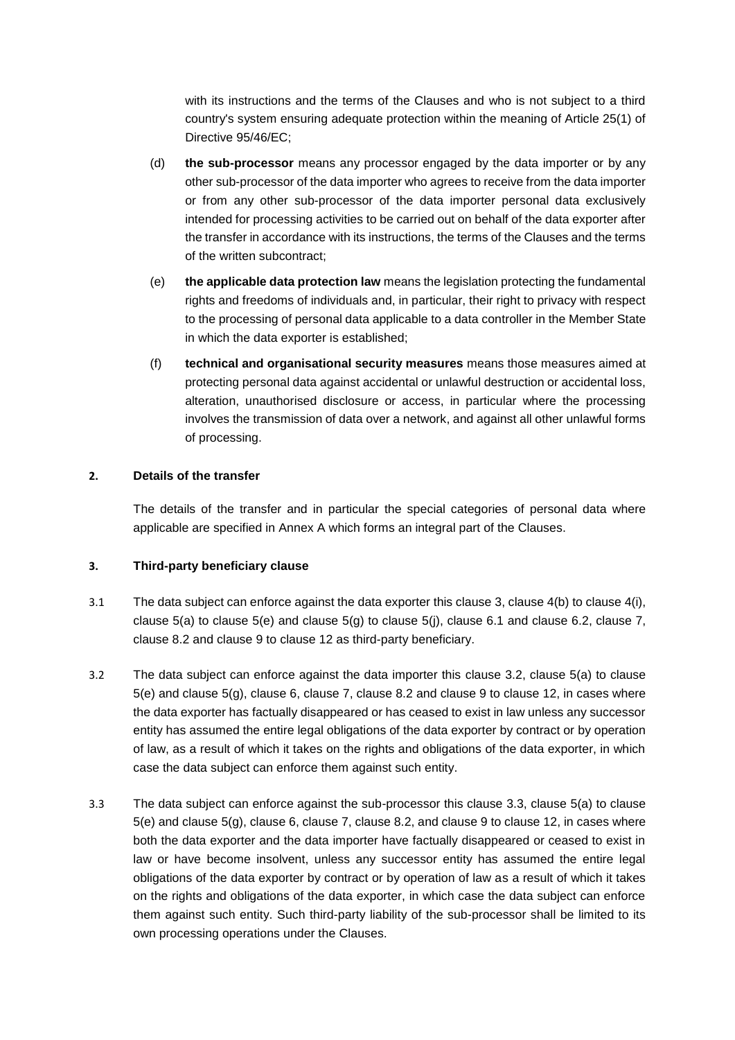with its instructions and the terms of the Clauses and who is not subject to a third country's system ensuring adequate protection within the meaning of Article 25(1) of Directive 95/46/EC;

(d) **the sub-processor** means any processor engaged by the data importer or by any other sub-processor of the data importer who agrees to receive from the data importer or from any other sub-processor of the data importer personal data exclusively intended for processing activities to be carried out on behalf of the data exporter after the transfer in accordance with its instructions, the terms of the Clauses and the terms of the written subcontract;

(e) **the applicable data protection law** means the legislation protecting the fundamental rights and freedoms of individuals and, in particular, their right to privacy with respect to the processing of personal data applicable to a data controller in the Member State in which the data exporter is established;

(f) **technical and organisational security measures** means those measures aimed at protecting personal data against accidental or unlawful destruction or accidental loss, alteration, unauthorised disclosure or access, in particular where the processing involves the transmission of data over a network, and against all other unlawful forms of processing.

## 2. Details of the transfer

The details of the transfer and in particular the special categories of personal data where applicable are specified in Annex A which forms an integral part of the Clauses.

## 3. Third-party beneficiary clause

3.1 The data subject can enforce against the data exporter this clause 3, clause 4(b) to clause 4(i), clause 5(a) to clause 5(e) and clause 5(g) to clause 5(j), clause 6.1 and clause 6.2, clause 7, clause 8.2 and clause 9 to clause 12 as third-party beneficiary.

3.2 The data subject can enforce against the data importer this clause 3.2, clause 5(a) to clause 5(e) and clause 5(g), clause 6, clause 7, clause 8.2 and clause 9 to clause 12, in cases where the data exporter has factually disappeared or has ceased to exist in law unless any successor entity has assumed the entire legal obligations of the data exporter by contract or by operation of law, as a result of which it takes on the rights and obligations of the data exporter, in which case the data subject can enforce them against such entity.

3.3 The data subject can enforce against the sub-processor this clause 3.3, clause 5(a) to clause 5(e) and clause 5(g), clause 6, clause 7, clause 8.2, and clause 9 to clause 12, in cases where both the data exporter and the data importer have factually disappeared or ceased to exist in law or have become insolvent, unless any successor entity has assumed the entire legal obligations of the data exporter by contract or by operation of law as a result of which it takes on the rights and obligations of the data exporter, in which case the data subject can enforce them against such entity. Such third-party liability of the sub-processor shall be limited to its own processing operations under the Clauses.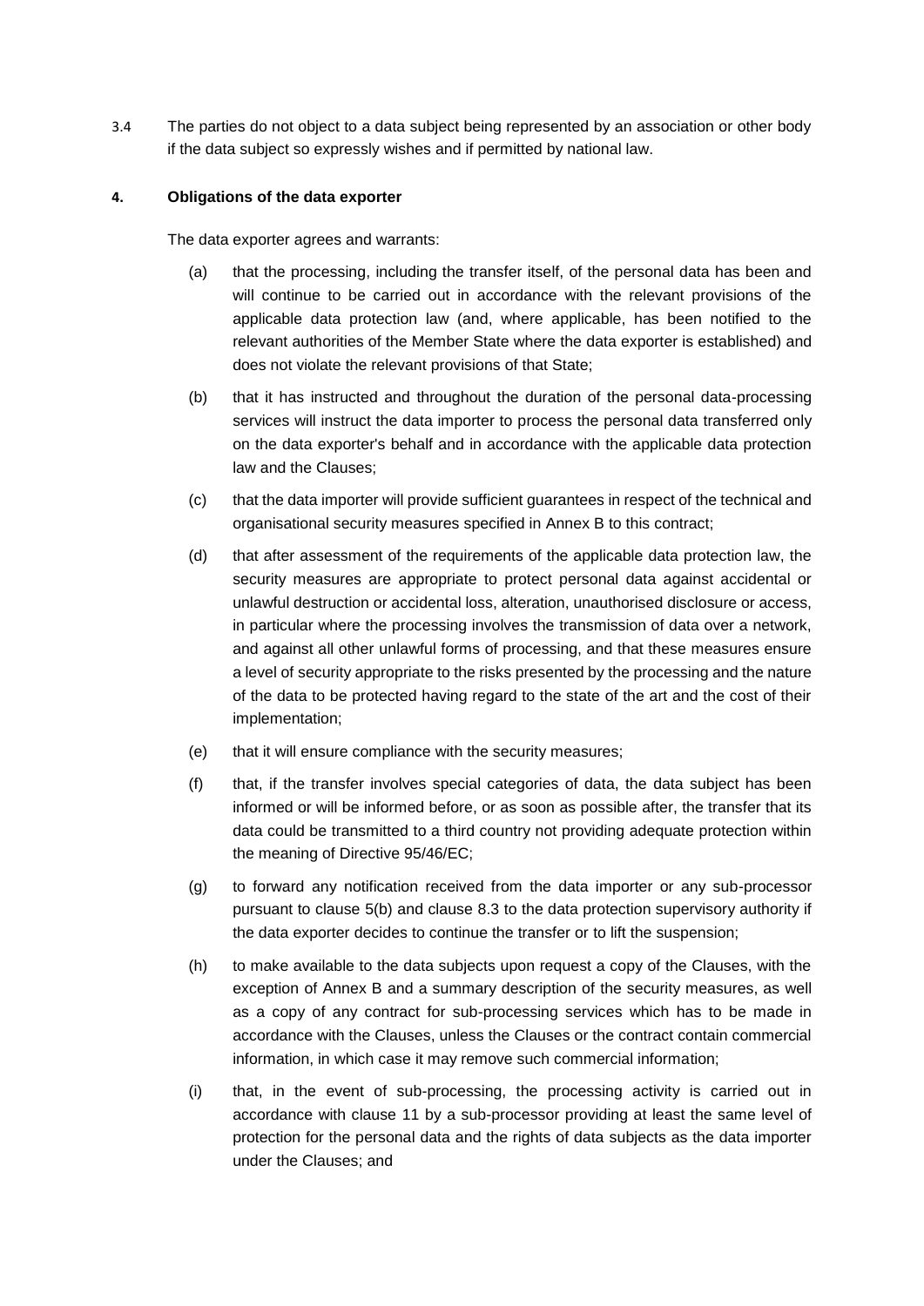3.4 The parties do not object to a data subject being represented by an association or other body if the data subject so expressly wishes and if permitted by national law.

**4. Obligations of the data exporter**

The data exporter agrees and warrants:

(a) that the processing, including the transfer itself, of the personal data has been and will continue to be carried out in accordance with the relevant provisions of the applicable data protection law (and, where applicable, has been notified to the relevant authorities of the Member State where the data exporter is established) and does not violate the relevant provisions of that State;

(b) that it has instructed and throughout the duration of the personal data-processing services will instruct the data importer to process the personal data transferred only on the data exporter's behalf and in accordance with the applicable data protection law and the Clauses;

(c) that the data importer will provide sufficient guarantees in respect of the technical and organisational security measures specified in Annex B to this contract;

(d) that after assessment of the requirements of the applicable data protection law, the security measures are appropriate to protect personal data against accidental or unlawful destruction or accidental loss, alteration, unauthorised disclosure or access, in particular where the processing involves the transmission of data over a network, and against all other unlawful forms of processing, and that these measures ensure a level of security appropriate to the risks presented by the processing and the nature of the data to be protected having regard to the state of the art and the cost of their implementation;

(e) that it will ensure compliance with the security measures;

(f) that, if the transfer involves special categories of data, the data subject has been informed or will be informed before, or as soon as possible after, the transfer that its data could be transmitted to a third country not providing adequate protection within the meaning of Directive 95/46/EC;

(g) to forward any notification received from the data importer or any sub-processor pursuant to clause 5(b) and clause 8.3 to the data protection supervisory authority if the data exporter decides to continue the transfer or to lift the suspension;

(h) to make available to the data subjects upon request a copy of the Clauses, with the exception of Annex B and a summary description of the security measures, as well as a copy of any contract for sub-processing services which has to be made in accordance with the Clauses, unless the Clauses or the contract contain commercial information, in which case it may remove such commercial information;

(i) that, in the event of sub-processing, the processing activity is carried out in accordance with clause 11 by a sub-processor providing at least the same level of protection for the personal data and the rights of data subjects as the data importer under the Clauses; and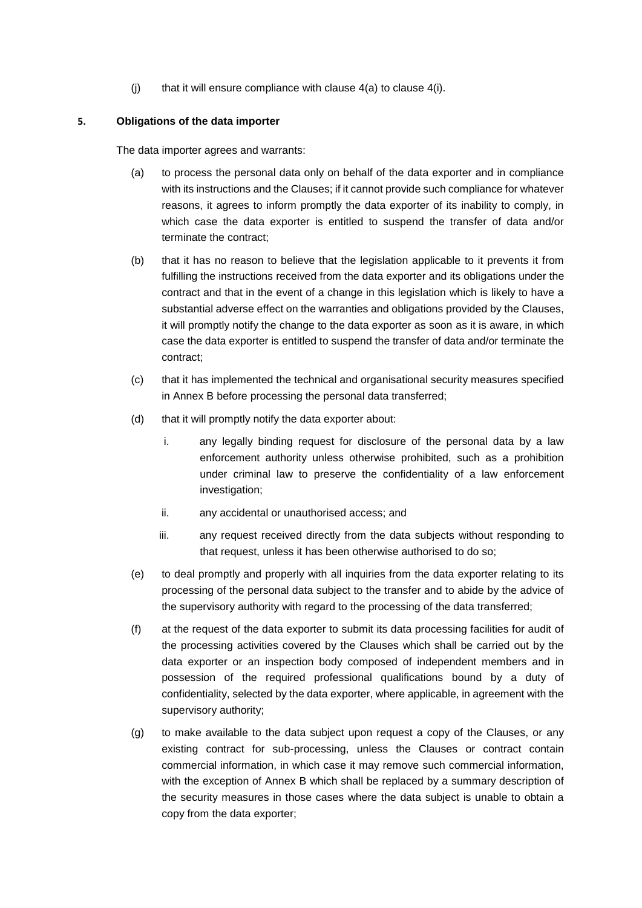(j) that it will ensure compliance with clause 4(a) to clause 4(i).

## 5. Obligations of the data importer

The data importer agrees and warrants:

(a) to process the personal data only on behalf of the data exporter and in compliance with its instructions and the Clauses; if it cannot provide such compliance for whatever reasons, it agrees to inform promptly the data exporter of its inability to comply, in which case the data exporter is entitled to suspend the transfer of data and/or terminate the contract;

(b) that it has no reason to believe that the legislation applicable to it prevents it from fulfilling the instructions received from the data exporter and its obligations under the contract and that in the event of a change in this legislation which is likely to have a substantial adverse effect on the warranties and obligations provided by the Clauses, it will promptly notify the change to the data exporter as soon as it is aware, in which case the data exporter is entitled to suspend the transfer of data and/or terminate the contract;

(c) that it has implemented the technical and organisational security measures specified in Annex B before processing the personal data transferred;

(d) that it will promptly notify the data exporter about:

   i. any legally binding request for disclosure of the personal data by a law enforcement authority unless otherwise prohibited, such as a prohibition under criminal law to preserve the confidentiality of a law enforcement investigation;

   ii. any accidental or unauthorised access; and

   iii. any request received directly from the data subjects without responding to that request, unless it has been otherwise authorised to do so;

(e) to deal promptly and properly with all inquiries from the data exporter relating to its processing of the personal data subject to the transfer and to abide by the advice of the supervisory authority with regard to the processing of the data transferred;

(f) at the request of the data exporter to submit its data processing facilities for audit of the processing activities covered by the Clauses which shall be carried out by the data exporter or an inspection body composed of independent members and in possession of the required professional qualifications bound by a duty of confidentiality, selected by the data exporter, where applicable, in agreement with the supervisory authority;

(g) to make available to the data subject upon request a copy of the Clauses, or any existing contract for sub-processing, unless the Clauses or contract contain commercial information, in which case it may remove such commercial information, with the exception of Annex B which shall be replaced by a summary description of the security measures in those cases where the data subject is unable to obtain a copy from the data exporter;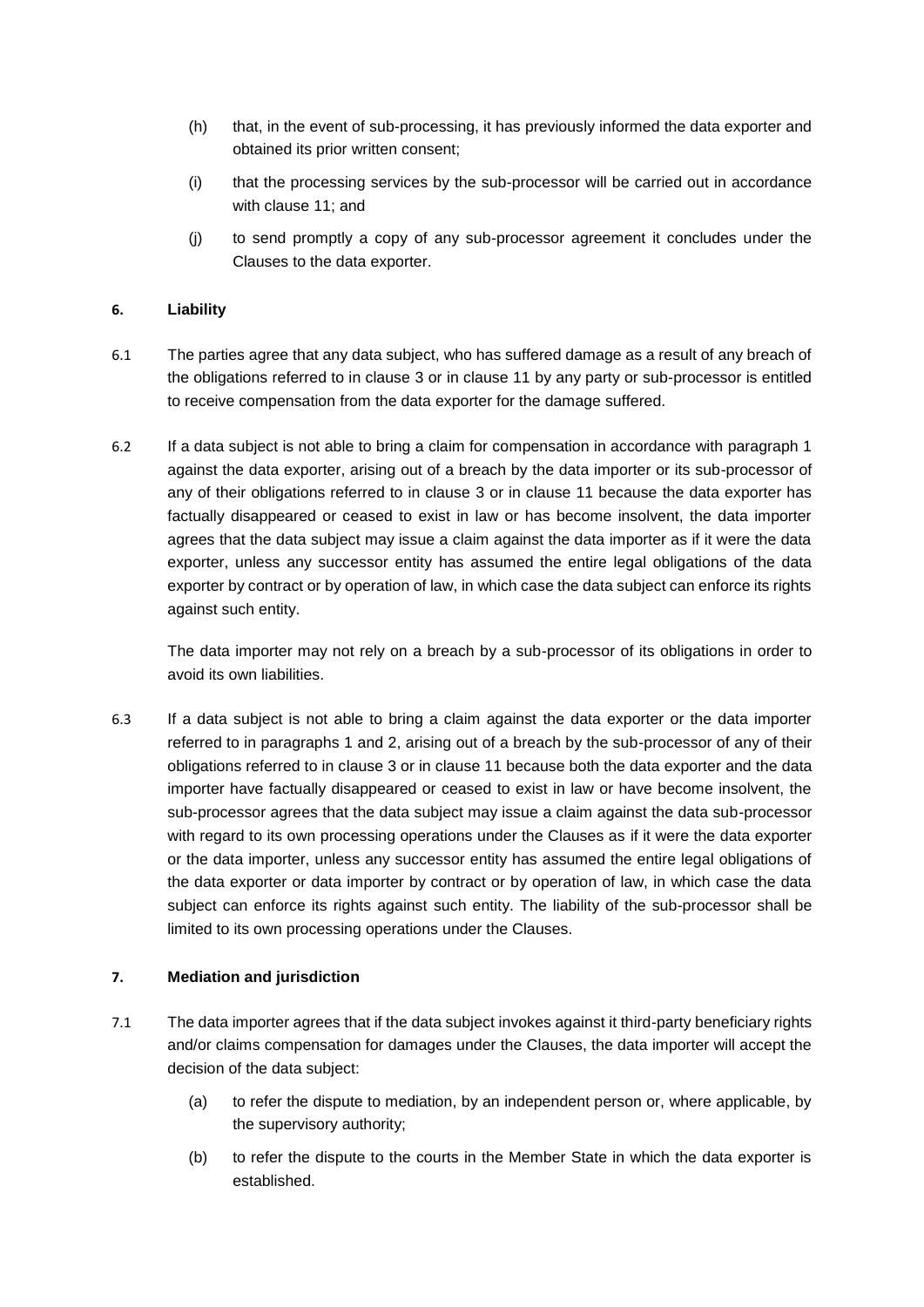(h) that, in the event of sub-processing, it has previously informed the data exporter and obtained its prior written consent;

(i) that the processing services by the sub-processor will be carried out in accordance with clause 11; and

(j) to send promptly a copy of any sub-processor agreement it concludes under the Clauses to the data exporter.

## 6. Liability

6.1 The parties agree that any data subject, who has suffered damage as a result of any breach of the obligations referred to in clause 3 or in clause 11 by any party or sub-processor is entitled to receive compensation from the data exporter for the damage suffered.

6.2 If a data subject is not able to bring a claim for compensation in accordance with paragraph 1 against the data exporter, arising out of a breach by the data importer or its sub-processor of any of their obligations referred to in clause 3 or in clause 11 because the data exporter has factually disappeared or ceased to exist in law or has become insolvent, the data importer agrees that the data subject may issue a claim against the data importer as if it were the data exporter, unless any successor entity has assumed the entire legal obligations of the data exporter by contract or by operation of law, in which case the data subject can enforce its rights against such entity.

The data importer may not rely on a breach by a sub-processor of its obligations in order to avoid its own liabilities.

6.3 If a data subject is not able to bring a claim against the data exporter or the data importer referred to in paragraphs 1 and 2, arising out of a breach by the sub-processor of any of their obligations referred to in clause 3 or in clause 11 because both the data exporter and the data importer have factually disappeared or ceased to exist in law or have become insolvent, the sub-processor agrees that the data subject may issue a claim against the data sub-processor with regard to its own processing operations under the Clauses as if it were the data exporter or the data importer, unless any successor entity has assumed the entire legal obligations of the data exporter or data importer by contract or by operation of law, in which case the data subject can enforce its rights against such entity. The liability of the sub-processor shall be limited to its own processing operations under the Clauses.

## 7. Mediation and jurisdiction

7.1 The data importer agrees that if the data subject invokes against it third-party beneficiary rights and/or claims compensation for damages under the Clauses, the data importer will accept the decision of the data subject:

(a) to refer the dispute to mediation, by an independent person or, where applicable, by the supervisory authority;

(b) to refer the dispute to the courts in the Member State in which the data exporter is established.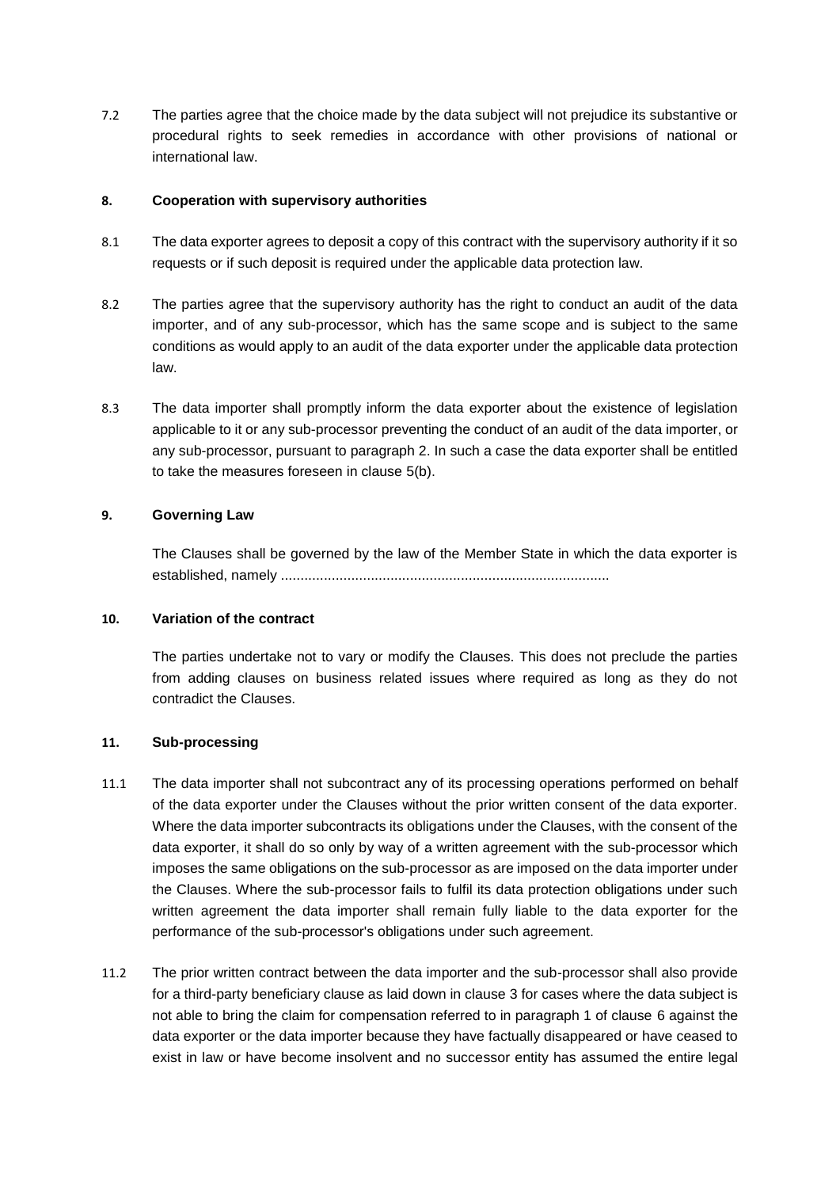7.2 The parties agree that the choice made by the data subject will not prejudice its substantive or procedural rights to seek remedies in accordance with other provisions of national or international law.

## 8. Cooperation with supervisory authorities

8.1 The data exporter agrees to deposit a copy of this contract with the supervisory authority if it so requests or if such deposit is required under the applicable data protection law.

8.2 The parties agree that the supervisory authority has the right to conduct an audit of the data importer, and of any sub-processor, which has the same scope and is subject to the same conditions as would apply to an audit of the data exporter under the applicable data protection law.

8.3 The data importer shall promptly inform the data exporter about the existence of legislation applicable to it or any sub-processor preventing the conduct of an audit of the data importer, or any sub-processor, pursuant to paragraph 2. In such a case the data exporter shall be entitled to take the measures foreseen in clause 5(b).

## 9. Governing Law

The Clauses shall be governed by the law of the Member State in which the data exporter is established, namely ...................................................................................

## 10. Variation of the contract

The parties undertake not to vary or modify the Clauses. This does not preclude the parties from adding clauses on business related issues where required as long as they do not contradict the Clauses.

## 11. Sub-processing

11.1 The data importer shall not subcontract any of its processing operations performed on behalf of the data exporter under the Clauses without the prior written consent of the data exporter. Where the data importer subcontracts its obligations under the Clauses, with the consent of the data exporter, it shall do so only by way of a written agreement with the sub-processor which imposes the same obligations on the sub-processor as are imposed on the data importer under the Clauses. Where the sub-processor fails to fulfil its data protection obligations under such written agreement the data importer shall remain fully liable to the data exporter for the performance of the sub-processor's obligations under such agreement.

11.2 The prior written contract between the data importer and the sub-processor shall also provide for a third-party beneficiary clause as laid down in clause 3 for cases where the data subject is not able to bring the claim for compensation referred to in paragraph 1 of clause 6 against the data exporter or the data importer because they have factually disappeared or have ceased to exist in law or have become insolvent and no successor entity has assumed the entire legal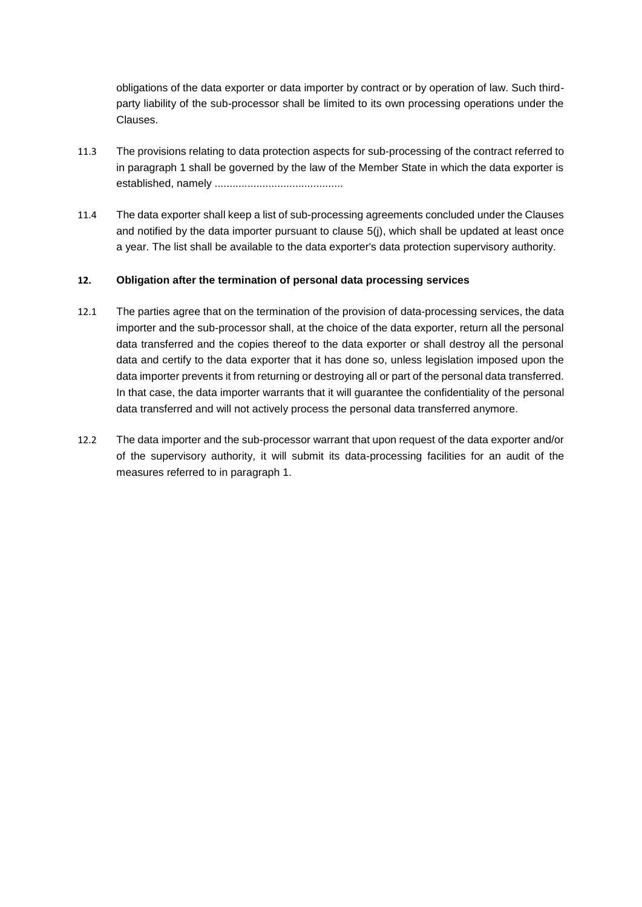obligations of the data exporter or data importer by contract or by operation of law. Such third-party liability of the sub-processor shall be limited to its own processing operations under the Clauses.

11.3 The provisions relating to data protection aspects for sub-processing of the contract referred to in paragraph 1 shall be governed by the law of the Member State in which the data exporter is established, namely ..........................................

11.4 The data exporter shall keep a list of sub-processing agreements concluded under the Clauses and notified by the data importer pursuant to clause 5(j), which shall be updated at least once a year. The list shall be available to the data exporter's data protection supervisory authority.

## 12. Obligation after the termination of personal data processing services

12.1 The parties agree that on the termination of the provision of data-processing services, the data importer and the sub-processor shall, at the choice of the data exporter, return all the personal data transferred and the copies thereof to the data exporter or shall destroy all the personal data and certify to the data exporter that it has done so, unless legislation imposed upon the data importer prevents it from returning or destroying all or part of the personal data transferred. In that case, the data importer warrants that it will guarantee the confidentiality of the personal data transferred and will not actively process the personal data transferred anymore.

12.2 The data importer and the sub-processor warrant that upon request of the data exporter and/or of the supervisory authority, it will submit its data-processing facilities for an audit of the measures referred to in paragraph 1.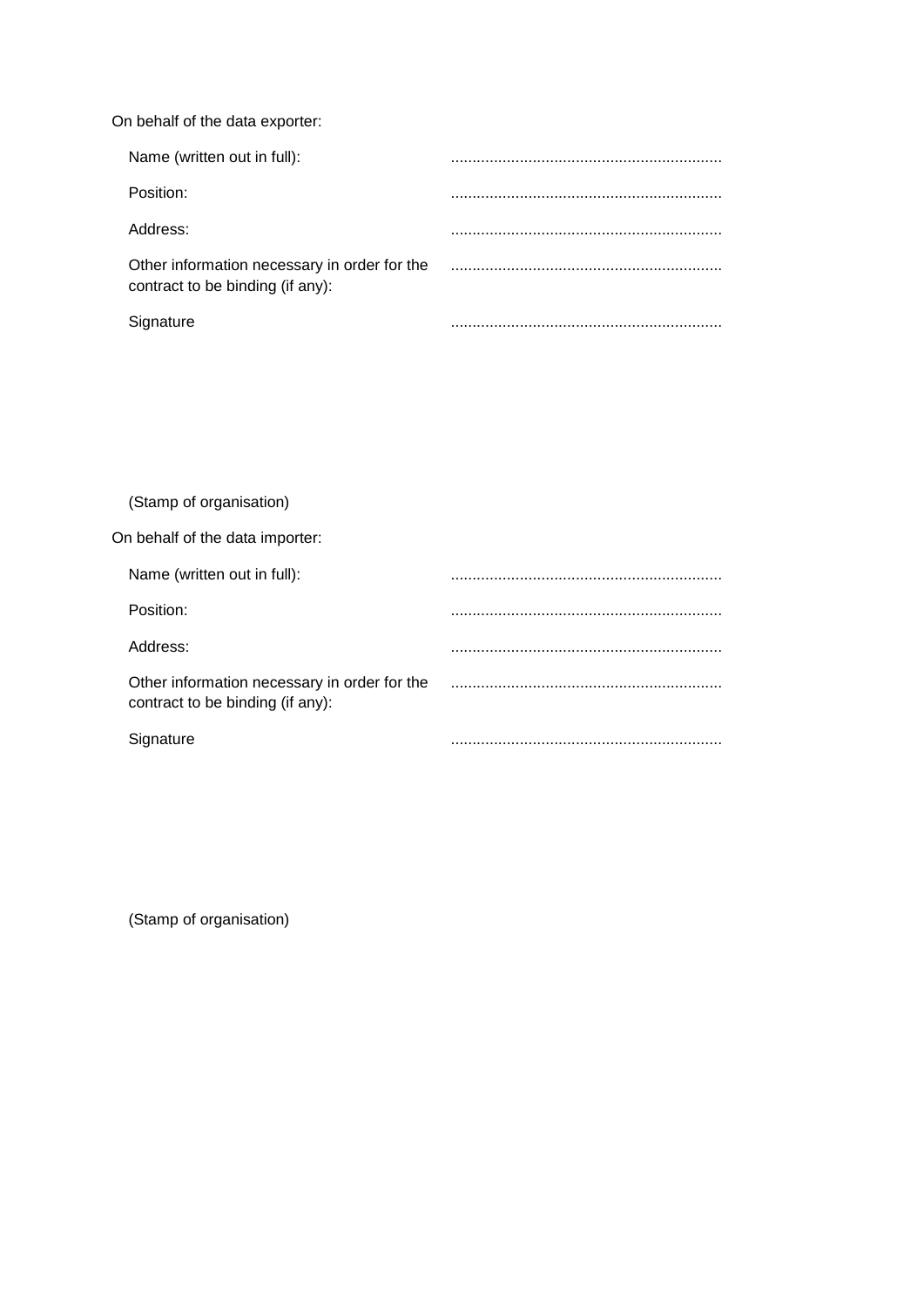On behalf of the data exporter:

| | |
|---|---|
| Name (written out in full): | ............................................................... |
| Position: | ............................................................... |
| Address: | ............................................................... |
| Other information necessary in order for the contract to be binding (if any): | ............................................................... |
| Signature | ............................................................... |

(Stamp of organisation)

On behalf of the data importer:

| | |
|---|---|
| Name (written out in full): | ............................................................... |
| Position: | ............................................................... |
| Address: | ............................................................... |
| Other information necessary in order for the contract to be binding (if any): | ............................................................... |
| Signature | ............................................................... |

(Stamp of organisation)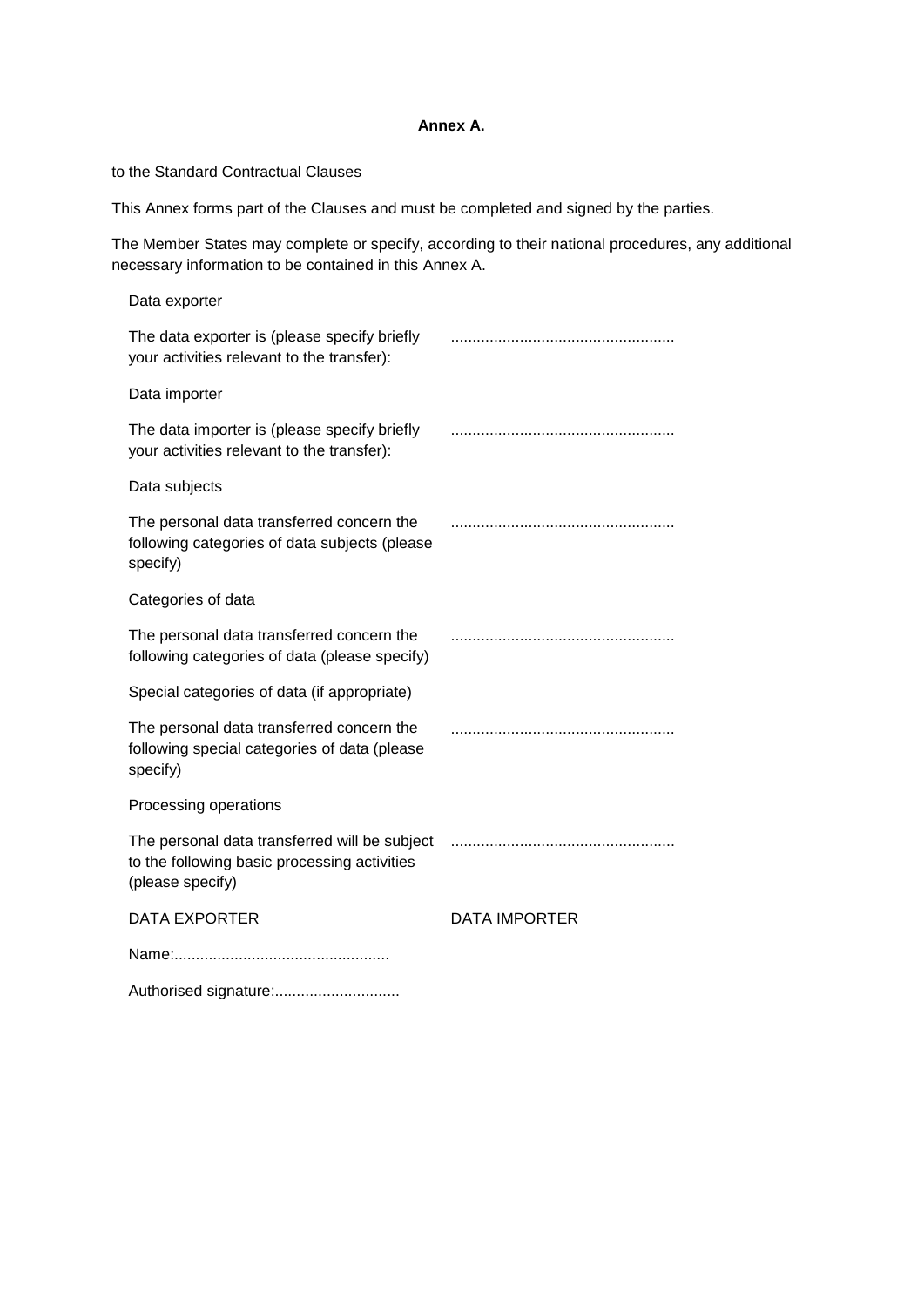**Annex A.**

to the Standard Contractual Clauses

This Annex forms part of the Clauses and must be completed and signed by the parties.

The Member States may complete or specify, according to their national procedures, any additional necessary information to be contained in this Annex A.

Data exporter

| | |
|---|---|
| The data exporter is (please specify briefly your activities relevant to the transfer): | ................................................... |

Data importer

| | |
|---|---|
| The data importer is (please specify briefly your activities relevant to the transfer): | ................................................... |

Data subjects

| | |
|---|---|
| The personal data transferred concern the following categories of data subjects (please specify) | ................................................... |

Categories of data

| | |
|---|---|
| The personal data transferred concern the following categories of data (please specify) | ................................................... |

Special categories of data (if appropriate)

| | |
|---|---|
| The personal data transferred concern the following special categories of data (please specify) | ................................................... |

Processing operations

| | |
|---|---|
| The personal data transferred will be subject to the following basic processing activities (please specify) | ................................................... |

| DATA EXPORTER | DATA IMPORTER |
|---|---|
| Name:................................................. | |
| Authorised signature:............................ | |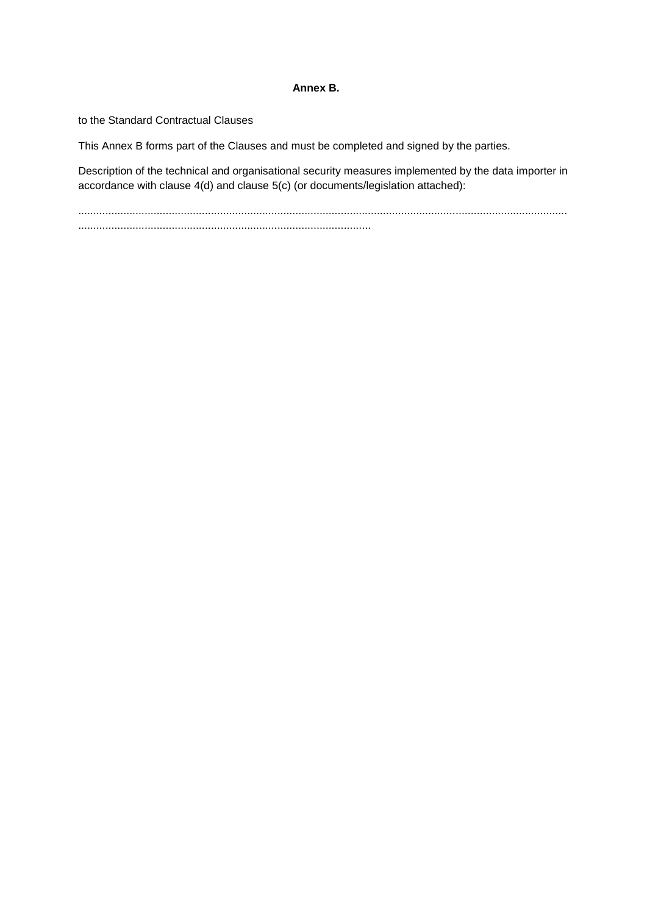**Annex B.**

to the Standard Contractual Clauses

This Annex B forms part of the Clauses and must be completed and signed by the parties.

Description of the technical and organisational security measures implemented by the data importer in accordance with clause 4(d) and clause 5(c) (or documents/legislation attached):

...................................................................................................................................................................
.................................................................................................